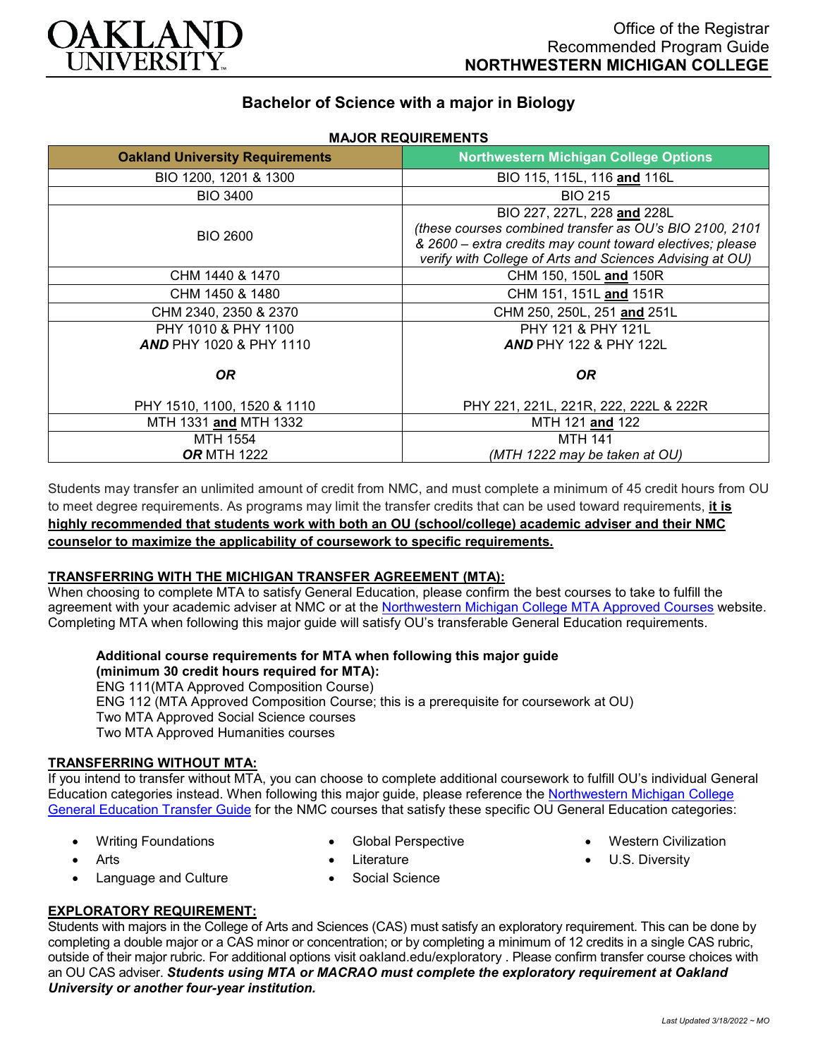OAKLAND UNIVERSITY

Office of the Registrar
Recommended Program Guide
**NORTHWESTERN MICHIGAN COLLEGE**

# Bachelor of Science with a major in Biology

**MAJOR REQUIREMENTS**

| Oakland University Requirements | Northwestern Michigan College Options |
|---|---|
| BIO 1200, 1201 & 1300 | BIO 115, 115L, 116 **and** 116L |
| BIO 3400 | BIO 215 |
| BIO 2600 | BIO 227, 227L, 228 **and** 228L *(these courses combined transfer as OU's BIO 2100, 2101 & 2600 – extra credits may count toward electives; please verify with College of Arts and Sciences Advising at OU)* |
| CHM 1440 & 1470 | CHM 150, 150L **and** 150R |
| CHM 1450 & 1480 | CHM 151, 151L **and** 151R |
| CHM 2340, 2350 & 2370 | CHM 250, 250L, 251 **and** 251L |
| PHY 1010 & PHY 1100 ***AND*** PHY 1020 & PHY 1110 ***OR*** PHY 1510, 1100, 1520 & 1110 | PHY 121 & PHY 121L ***AND*** PHY 122 & PHY 122L ***OR*** PHY 221, 221L, 221R, 222, 222L & 222R |
| MTH 1331 **and** MTH 1332 | MTH 121 **and** 122 |
| MTH 1554 ***OR*** MTH 1222 | MTH 141 *(MTH 1222 may be taken at OU)* |

Students may transfer an unlimited amount of credit from NMC, and must complete a minimum of 45 credit hours from OU to meet degree requirements. As programs may limit the transfer credits that can be used toward requirements, **it is highly recommended that students work with both an OU (school/college) academic adviser and their NMC counselor to maximize the applicability of coursework to specific requirements.**

## TRANSFERRING WITH THE MICHIGAN TRANSFER AGREEMENT (MTA):

When choosing to complete MTA to satisfy General Education, please confirm the best courses to take to fulfill the agreement with your academic adviser at NMC or at the Northwestern Michigan College MTA Approved Courses website. Completing MTA when following this major guide will satisfy OU's transferable General Education requirements.

**Additional course requirements for MTA when following this major guide (minimum 30 credit hours required for MTA):**
ENG 111(MTA Approved Composition Course)
ENG 112 (MTA Approved Composition Course; this is a prerequisite for coursework at OU)
Two MTA Approved Social Science courses
Two MTA Approved Humanities courses

## TRANSFERRING WITHOUT MTA:

If you intend to transfer without MTA, you can choose to complete additional coursework to fulfill OU's individual General Education categories instead. When following this major guide, please reference the Northwestern Michigan College General Education Transfer Guide for the NMC courses that satisfy these specific OU General Education categories:

- Writing Foundations
- Arts
- Language and Culture
- Global Perspective
- Literature
- Social Science
- Western Civilization
- U.S. Diversity

## EXPLORATORY REQUIREMENT:

Students with majors in the College of Arts and Sciences (CAS) must satisfy an exploratory requirement. This can be done by completing a double major or a CAS minor or concentration; or by completing a minimum of 12 credits in a single CAS rubric, outside of their major rubric. For additional options visit oakland.edu/exploratory . Please confirm transfer course choices with an OU CAS adviser. ***Students using MTA or MACRAO must complete the exploratory requirement at Oakland University or another four-year institution.***

*Last Updated 3/18/2022 ~ MO*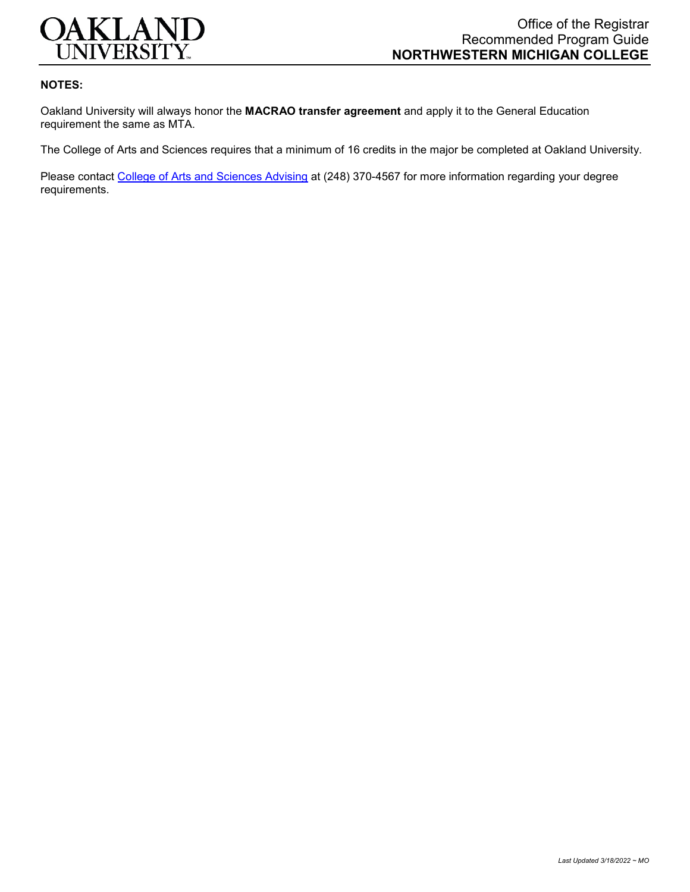**NOTES:**

Oakland University will always honor the **MACRAO transfer agreement** and apply it to the General Education requirement the same as MTA.

The College of Arts and Sciences requires that a minimum of 16 credits in the major be completed at Oakland University.

Please contact College of Arts and Sciences Advising at (248) 370-4567 for more information regarding your degree requirements.